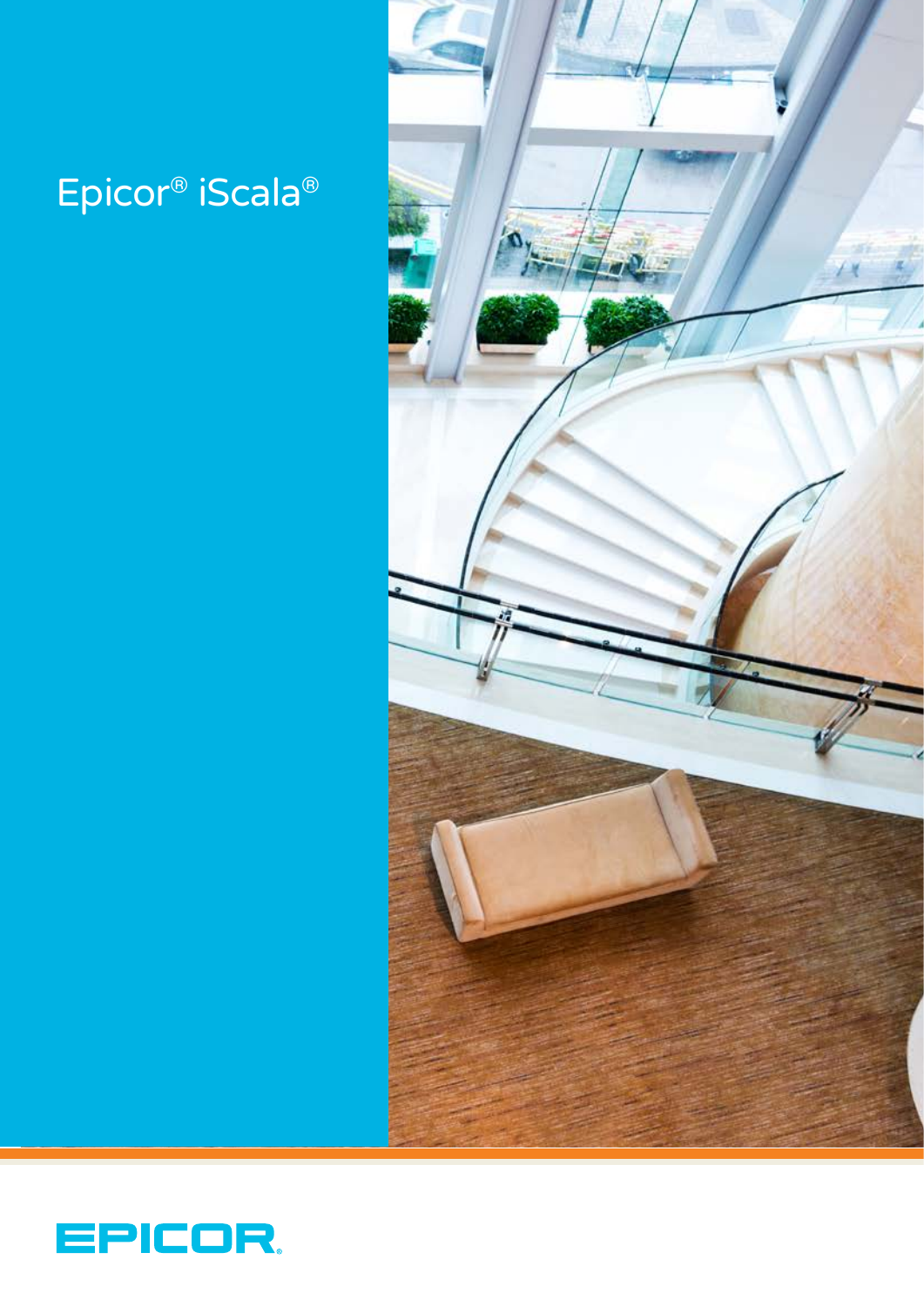# Epicor® iScala®

EPICOR®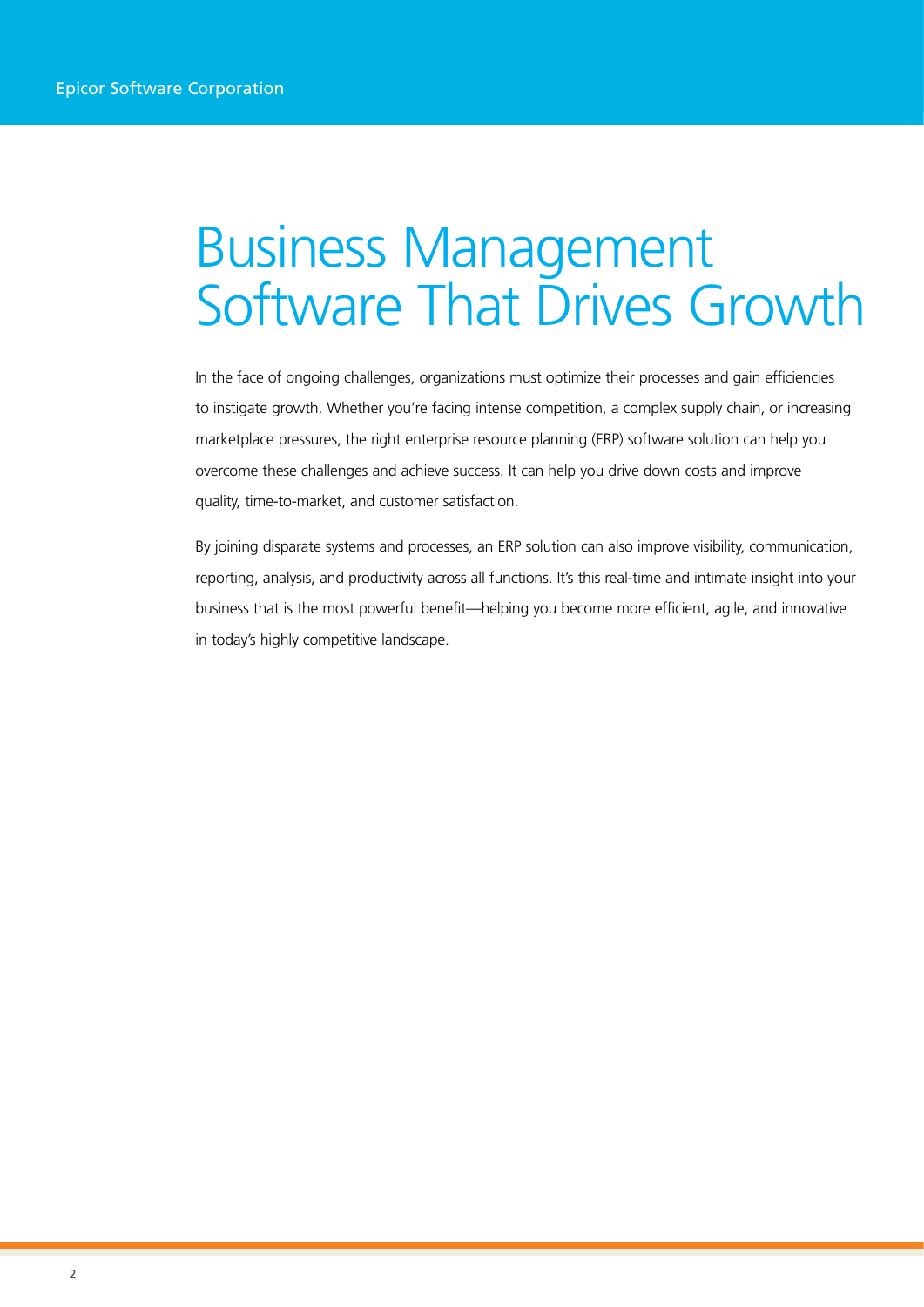# Business Management Software That Drives Growth

In the face of ongoing challenges, organizations must optimize their processes and gain efficiencies to instigate growth. Whether you're facing intense competition, a complex supply chain, or increasing marketplace pressures, the right enterprise resource planning (ERP) software solution can help you overcome these challenges and achieve success. It can help you drive down costs and improve quality, time-to-market, and customer satisfaction.

By joining disparate systems and processes, an ERP solution can also improve visibility, communication, reporting, analysis, and productivity across all functions. It's this real-time and intimate insight into your business that is the most powerful benefit—helping you become more efficient, agile, and innovative in today's highly competitive landscape.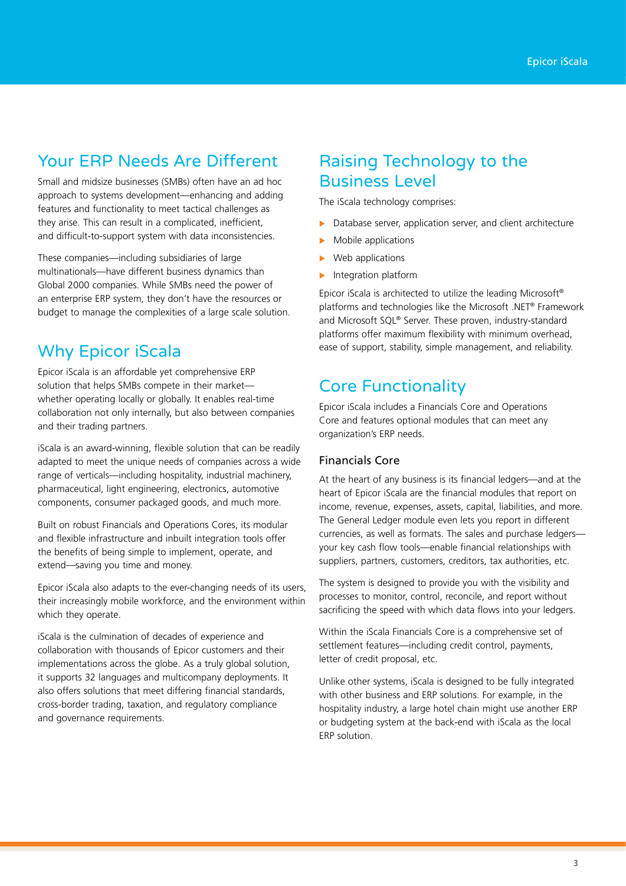## Your ERP Needs Are Different

Small and midsize businesses (SMBs) often have an ad hoc approach to systems development—enhancing and adding features and functionality to meet tactical challenges as they arise. This can result in a complicated, inefficient, and difficult-to-support system with data inconsistencies.

These companies—including subsidiaries of large multinationals—have different business dynamics than Global 2000 companies. While SMBs need the power of an enterprise ERP system, they don't have the resources or budget to manage the complexities of a large scale solution.

## Why Epicor iScala

Epicor iScala is an affordable yet comprehensive ERP solution that helps SMBs compete in their market—whether operating locally or globally. It enables real-time collaboration not only internally, but also between companies and their trading partners.

iScala is an award-winning, flexible solution that can be readily adapted to meet the unique needs of companies across a wide range of verticals—including hospitality, industrial machinery, pharmaceutical, light engineering, electronics, automotive components, consumer packaged goods, and much more.

Built on robust Financials and Operations Cores, its modular and flexible infrastructure and inbuilt integration tools offer the benefits of being simple to implement, operate, and extend—saving you time and money.

Epicor iScala also adapts to the ever-changing needs of its users, their increasingly mobile workforce, and the environment within which they operate.

iScala is the culmination of decades of experience and collaboration with thousands of Epicor customers and their implementations across the globe. As a truly global solution, it supports 32 languages and multicompany deployments. It also offers solutions that meet differing financial standards, cross-border trading, taxation, and regulatory compliance and governance requirements.

## Raising Technology to the Business Level

The iScala technology comprises:

- Database server, application server, and client architecture
- Mobile applications
- Web applications
- Integration platform

Epicor iScala is architected to utilize the leading Microsoft® platforms and technologies like the Microsoft .NET® Framework and Microsoft SQL® Server. These proven, industry-standard platforms offer maximum flexibility with minimum overhead, ease of support, stability, simple management, and reliability.

## Core Functionality

Epicor iScala includes a Financials Core and Operations Core and features optional modules that can meet any organization's ERP needs.

### Financials Core

At the heart of any business is its financial ledgers—and at the heart of Epicor iScala are the financial modules that report on income, revenue, expenses, assets, capital, liabilities, and more. The General Ledger module even lets you report in different currencies, as well as formats. The sales and purchase ledgers—your key cash flow tools—enable financial relationships with suppliers, partners, customers, creditors, tax authorities, etc.

The system is designed to provide you with the visibility and processes to monitor, control, reconcile, and report without sacrificing the speed with which data flows into your ledgers.

Within the iScala Financials Core is a comprehensive set of settlement features—including credit control, payments, letter of credit proposal, etc.

Unlike other systems, iScala is designed to be fully integrated with other business and ERP solutions. For example, in the hospitality industry, a large hotel chain might use another ERP or budgeting system at the back-end with iScala as the local ERP solution.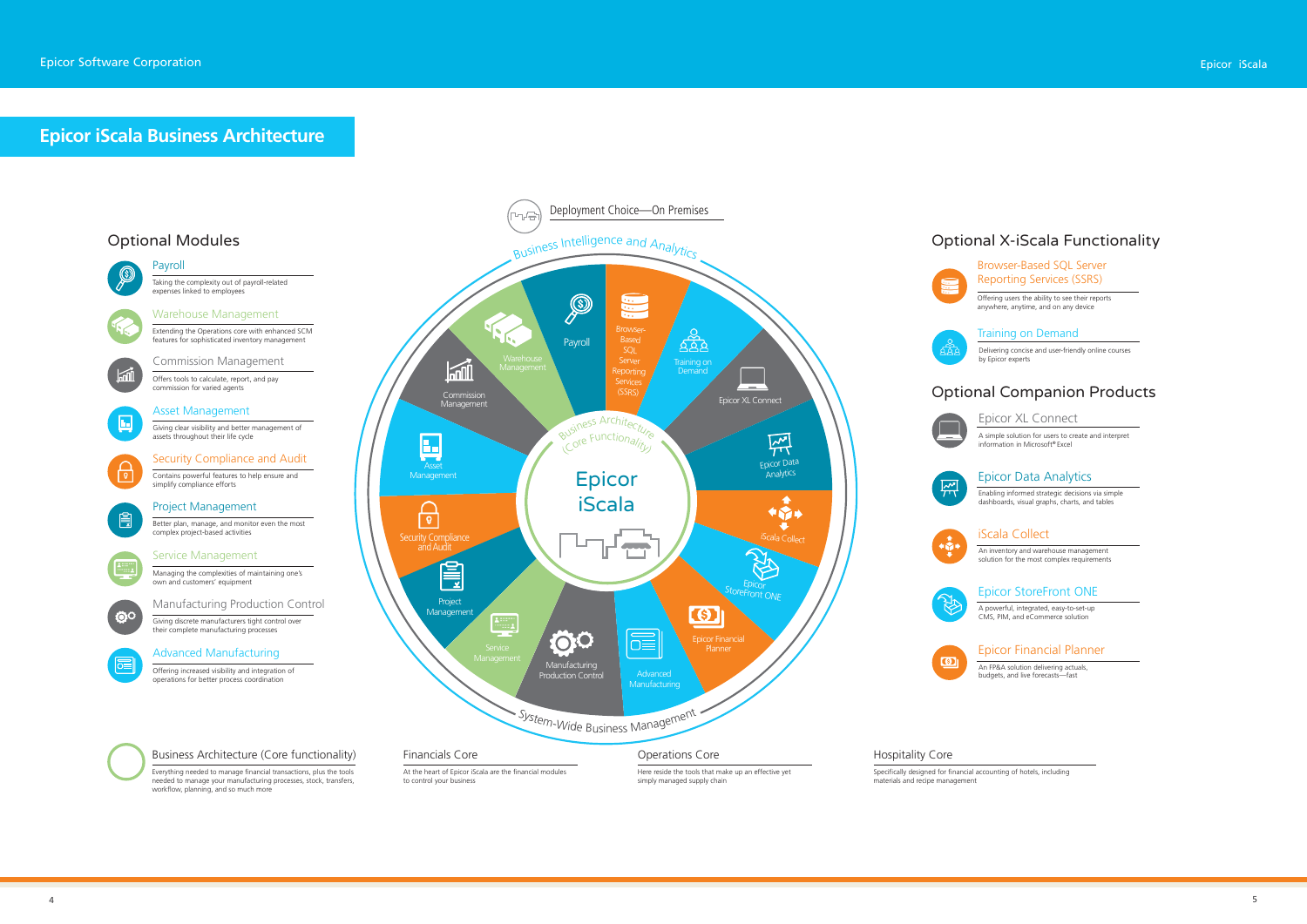# Epicor iScala Business Architecture

## Optional Modules

### Payroll
Taking the complexity out of payroll-related expenses linked to employees

### Warehouse Management
Extending the Operations core with enhanced SCM features for sophisticated inventory management

### Commission Management
Offers tools to calculate, report, and pay commission for varied agents

### Asset Management
Giving clear visibility and better management of assets throughout their life cycle

### Security Compliance and Audit
Contains powerful features to help ensure and simplify compliance efforts

### Project Management
Better plan, manage, and monitor even the most complex project-based activities

### Service Management
Managing the complexities of maintaining one's own and customers' equipment

### Manufacturing Production Control
Giving discrete manufacturers tight control over their complete manufacturing processes

### Advanced Manufacturing
Offering increased visibility and integration of operations for better process coordination

Deployment Choice—On Premises

Business Intelligence and Analytics

Payroll | Warehouse Management | Commission Management | Asset Management | Security Compliance and Audit | Project Management | Service Management | Manufacturing Production Control | Advanced Manufacturing | Epicor Financial Planner | Epicor StoreFront ONE | iScala Collect | Epicor Data Analytics | Epicor XL Connect | Training on Demand | Browser-Based SQL Server Reporting Services (SSRS)

Business Architecture (Core Functionality)

Epicor iScala

System-Wide Business Management

## Optional X-iScala Functionality

### Browser-Based SQL Server Reporting Services (SSRS)
Offering users the ability to see their reports anywhere, anytime, and on any device

### Training on Demand
Delivering concise and user-friendly online courses by Epicor experts

## Optional Companion Products

### Epicor XL Connect
A simple solution for users to create and interpret information in Microsoft® Excel

### Epicor Data Analytics
Enabling informed strategic decisions via simple dashboards, visual graphs, charts, and tables

### iScala Collect
An inventory and warehouse management solution for the most complex requirements

### Epicor StoreFront ONE
A powerful, integrated, easy-to-set-up CMS, PIM, and eCommerce solution

### Epicor Financial Planner
An FP&A solution delivering actuals, budgets, and live forecasts—fast

### Business Architecture (Core functionality)
Everything needed to manage financial transactions, plus the tools needed to manage your manufacturing processes, stock, transfers, workflow, planning, and so much more

### Financials Core
At the heart of Epicor iScala are the financial modules to control your business

### Operations Core
Here reside the tools that make up an effective yet simply managed supply chain

### Hospitality Core
Specifically designed for financial accounting of hotels, including materials and recipe management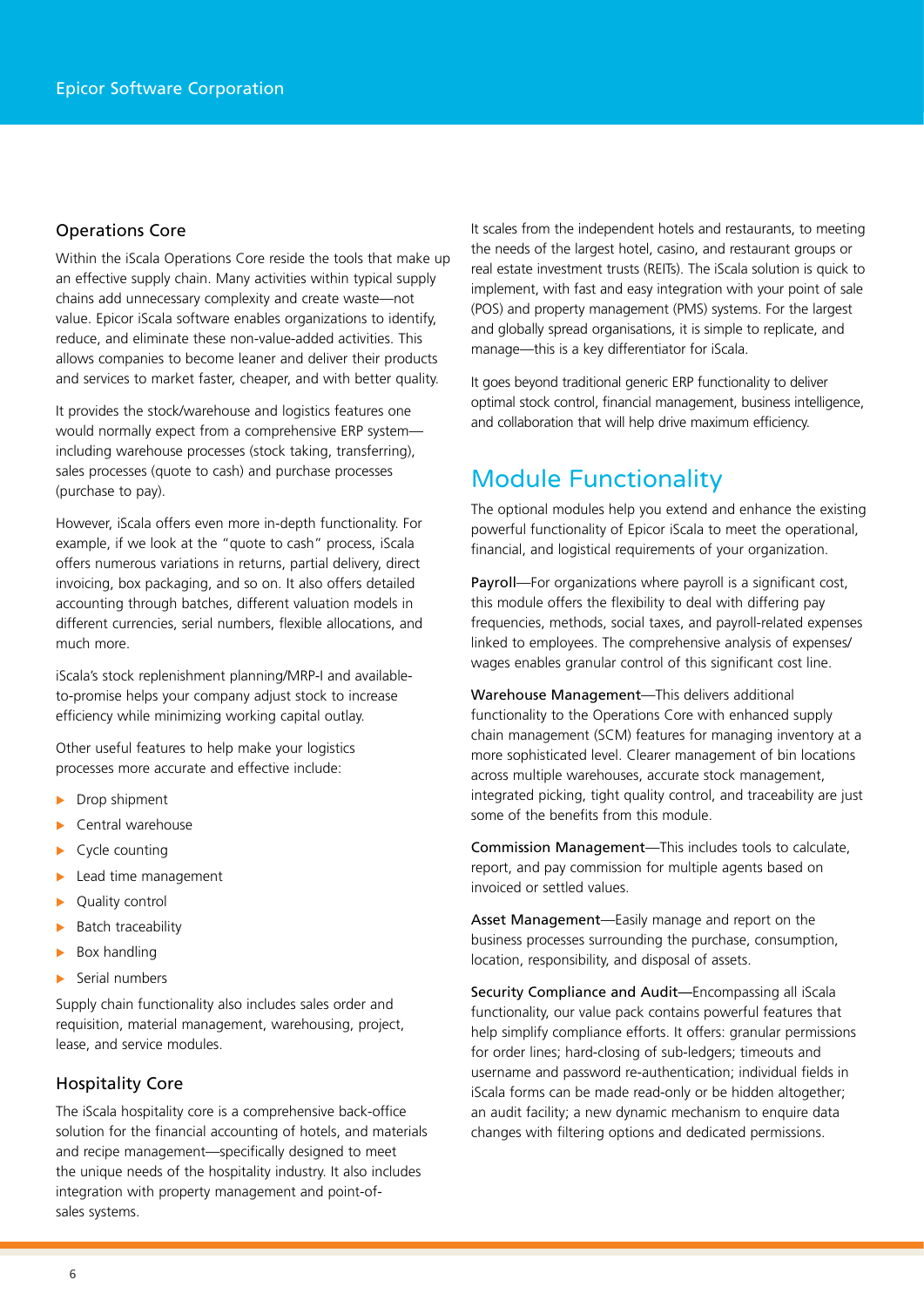### Operations Core

Within the iScala Operations Core reside the tools that make up an effective supply chain. Many activities within typical supply chains add unnecessary complexity and create waste—not value. Epicor iScala software enables organizations to identify, reduce, and eliminate these non-value-added activities. This allows companies to become leaner and deliver their products and services to market faster, cheaper, and with better quality.

It provides the stock/warehouse and logistics features one would normally expect from a comprehensive ERP system—including warehouse processes (stock taking, transferring), sales processes (quote to cash) and purchase processes (purchase to pay).

However, iScala offers even more in-depth functionality. For example, if we look at the "quote to cash" process, iScala offers numerous variations in returns, partial delivery, direct invoicing, box packaging, and so on. It also offers detailed accounting through batches, different valuation models in different currencies, serial numbers, flexible allocations, and much more.

iScala's stock replenishment planning/MRP-I and available-to-promise helps your company adjust stock to increase efficiency while minimizing working capital outlay.

Other useful features to help make your logistics processes more accurate and effective include:

- Drop shipment
- Central warehouse
- Cycle counting
- Lead time management
- Quality control
- Batch traceability
- Box handling
- Serial numbers

Supply chain functionality also includes sales order and requisition, material management, warehousing, project, lease, and service modules.

### Hospitality Core

The iScala hospitality core is a comprehensive back-office solution for the financial accounting of hotels, and materials and recipe management—specifically designed to meet the unique needs of the hospitality industry. It also includes integration with property management and point-of-sales systems.

It scales from the independent hotels and restaurants, to meeting the needs of the largest hotel, casino, and restaurant groups or real estate investment trusts (REITs). The iScala solution is quick to implement, with fast and easy integration with your point of sale (POS) and property management (PMS) systems. For the largest and globally spread organisations, it is simple to replicate, and manage—this is a key differentiator for iScala.

It goes beyond traditional generic ERP functionality to deliver optimal stock control, financial management, business intelligence, and collaboration that will help drive maximum efficiency.

## Module Functionality

The optional modules help you extend and enhance the existing powerful functionality of Epicor iScala to meet the operational, financial, and logistical requirements of your organization.

Payroll—For organizations where payroll is a significant cost, this module offers the flexibility to deal with differing pay frequencies, methods, social taxes, and payroll-related expenses linked to employees. The comprehensive analysis of expenses/wages enables granular control of this significant cost line.

Warehouse Management—This delivers additional functionality to the Operations Core with enhanced supply chain management (SCM) features for managing inventory at a more sophisticated level. Clearer management of bin locations across multiple warehouses, accurate stock management, integrated picking, tight quality control, and traceability are just some of the benefits from this module.

Commission Management—This includes tools to calculate, report, and pay commission for multiple agents based on invoiced or settled values.

Asset Management—Easily manage and report on the business processes surrounding the purchase, consumption, location, responsibility, and disposal of assets.

Security Compliance and Audit—Encompassing all iScala functionality, our value pack contains powerful features that help simplify compliance efforts. It offers: granular permissions for order lines; hard-closing of sub-ledgers; timeouts and username and password re-authentication; individual fields in iScala forms can be made read-only or be hidden altogether; an audit facility; a new dynamic mechanism to enquire data changes with filtering options and dedicated permissions.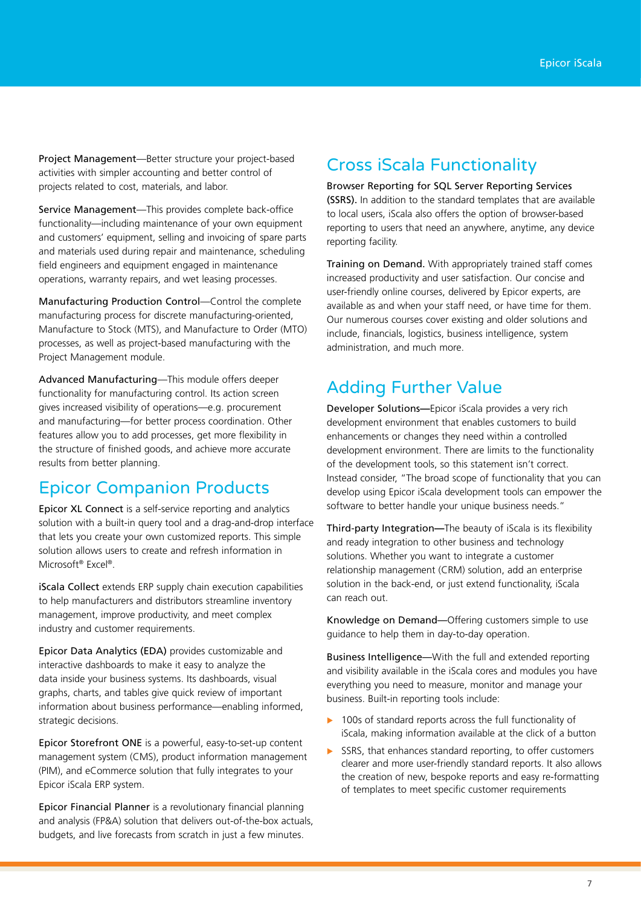**Project Management**—Better structure your project-based activities with simpler accounting and better control of projects related to cost, materials, and labor.

**Service Management**—This provides complete back-office functionality—including maintenance of your own equipment and customers' equipment, selling and invoicing of spare parts and materials used during repair and maintenance, scheduling field engineers and equipment engaged in maintenance operations, warranty repairs, and wet leasing processes.

**Manufacturing Production Control**—Control the complete manufacturing process for discrete manufacturing-oriented, Manufacture to Stock (MTS), and Manufacture to Order (MTO) processes, as well as project-based manufacturing with the Project Management module.

**Advanced Manufacturing**—This module offers deeper functionality for manufacturing control. Its action screen gives increased visibility of operations—e.g. procurement and manufacturing—for better process coordination. Other features allow you to add processes, get more flexibility in the structure of finished goods, and achieve more accurate results from better planning.

## Epicor Companion Products

**Epicor XL Connect** is a self-service reporting and analytics solution with a built-in query tool and a drag-and-drop interface that lets you create your own customized reports. This simple solution allows users to create and refresh information in Microsoft® Excel®.

**iScala Collect** extends ERP supply chain execution capabilities to help manufacturers and distributors streamline inventory management, improve productivity, and meet complex industry and customer requirements.

**Epicor Data Analytics (EDA)** provides customizable and interactive dashboards to make it easy to analyze the data inside your business systems. Its dashboards, visual graphs, charts, and tables give quick review of important information about business performance—enabling informed, strategic decisions.

**Epicor Storefront ONE** is a powerful, easy-to-set-up content management system (CMS), product information management (PIM), and eCommerce solution that fully integrates to your Epicor iScala ERP system.

**Epicor Financial Planner** is a revolutionary financial planning and analysis (FP&A) solution that delivers out-of-the-box actuals, budgets, and live forecasts from scratch in just a few minutes.

## Cross iScala Functionality

**Browser Reporting for SQL Server Reporting Services (SSRS).** In addition to the standard templates that are available to local users, iScala also offers the option of browser-based reporting to users that need an anywhere, anytime, any device reporting facility.

**Training on Demand.** With appropriately trained staff comes increased productivity and user satisfaction. Our concise and user-friendly online courses, delivered by Epicor experts, are available as and when your staff need, or have time for them. Our numerous courses cover existing and older solutions and include, financials, logistics, business intelligence, system administration, and much more.

## Adding Further Value

**Developer Solutions—**Epicor iScala provides a very rich development environment that enables customers to build enhancements or changes they need within a controlled development environment. There are limits to the functionality of the development tools, so this statement isn't correct. Instead consider, "The broad scope of functionality that you can develop using Epicor iScala development tools can empower the software to better handle your unique business needs."

**Third-party Integration—**The beauty of iScala is its flexibility and ready integration to other business and technology solutions. Whether you want to integrate a customer relationship management (CRM) solution, add an enterprise solution in the back-end, or just extend functionality, iScala can reach out.

**Knowledge on Demand**—Offering customers simple to use guidance to help them in day-to-day operation.

**Business Intelligence**—With the full and extended reporting and visibility available in the iScala cores and modules you have everything you need to measure, monitor and manage your business. Built-in reporting tools include:

- 100s of standard reports across the full functionality of iScala, making information available at the click of a button
- SSRS, that enhances standard reporting, to offer customers clearer and more user-friendly standard reports. It also allows the creation of new, bespoke reports and easy re-formatting of templates to meet specific customer requirements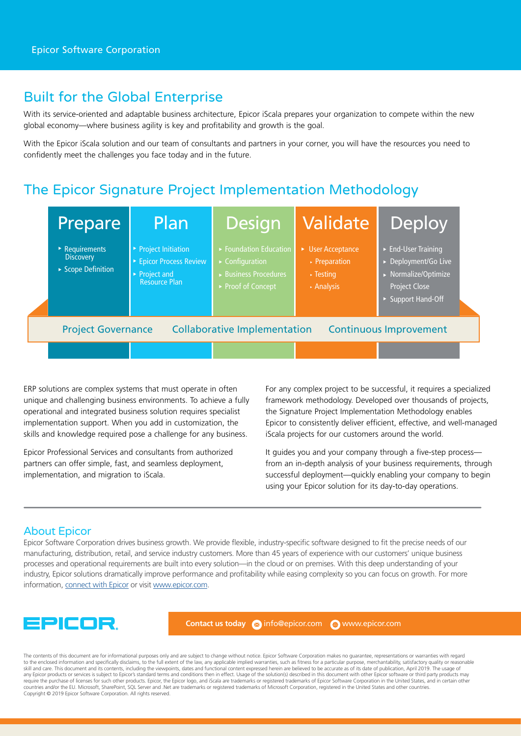## Built for the Global Enterprise

With its service-oriented and adaptable business architecture, Epicor iScala prepares your organization to compete within the new global economy—where business agility is key and profitability and growth is the goal.

With the Epicor iScala solution and our team of consultants and partners in your corner, you will have the resources you need to confidently meet the challenges you face today and in the future.

## The Epicor Signature Project Implementation Methodology

| Prepare | Plan | Design | Validate | Deploy |
|---|---|---|---|---|
| ‣ Requirements Discovery<br>‣ Scope Definition | ‣ Project Initiation<br>‣ Epicor Process Review<br>‣ Project and Resource Plan | ‣ Foundation Education<br>‣ Configuration<br>‣ Business Procedures<br>‣ Proof of Concept | ‣ User Acceptance<br>‣ Preparation<br>‣ Testing<br>‣ Analysis | ‣ End-User Training<br>‣ Deployment/Go Live<br>‣ Normalize/Optimize Project Close<br>‣ Support Hand-Off |

Project Governance     Collaborative Implementation     Continuous Improvement

ERP solutions are complex systems that must operate in often unique and challenging business environments. To achieve a fully operational and integrated business solution requires specialist implementation support. When you add in customization, the skills and knowledge required pose a challenge for any business.

Epicor Professional Services and consultants from authorized partners can offer simple, fast, and seamless deployment, implementation, and migration to iScala.

For any complex project to be successful, it requires a specialized framework methodology. Developed over thousands of projects, the Signature Project Implementation Methodology enables Epicor to consistently deliver efficient, effective, and well-managed iScala projects for our customers around the world.

It guides you and your company through a five-step process—from an in-depth analysis of your business requirements, through successful deployment—quickly enabling your company to begin using your Epicor solution for its day-to-day operations.

## About Epicor

Epicor Software Corporation drives business growth. We provide flexible, industry-specific software designed to fit the precise needs of our manufacturing, distribution, retail, and service industry customers. More than 45 years of experience with our customers' unique business processes and operational requirements are built into every solution—in the cloud or on premises. With this deep understanding of your industry, Epicor solutions dramatically improve performance and profitability while easing complexity so you can focus on growth. For more information, connect with Epicor or visit www.epicor.com.

EPICOR

**Contact us today** info@epicor.com www.epicor.com

The contents of this document are for informational purposes only and are subject to change without notice. Epicor Software Corporation makes no guarantee, representations or warranties with regard to the enclosed information and specifically disclaims, to the full extent of the law, any applicable implied warranties, such as fitness for a particular purpose, merchantability, satisfactory quality or reasonable skill and care. This document and its contents, including the viewpoints, dates and functional content expressed herein are believed to be accurate as of its date of publication, April 2019. The usage of any Epicor products or services is subject to Epicor's standard terms and conditions then in effect. Usage of the solution(s) described in this document with other Epicor software or third party products may require the purchase of licenses for such other products. Epicor, the Epicor logo, and iScala are trademarks or registered trademarks of Epicor Software Corporation in the United States, and in certain other countries and/or the EU. Microsoft, SharePoint, SQL Server and .Net are trademarks or registered trademarks of Microsoft Corporation, registered in the United States and other countries. Copyright © 2019 Epicor Software Corporation. All rights reserved.